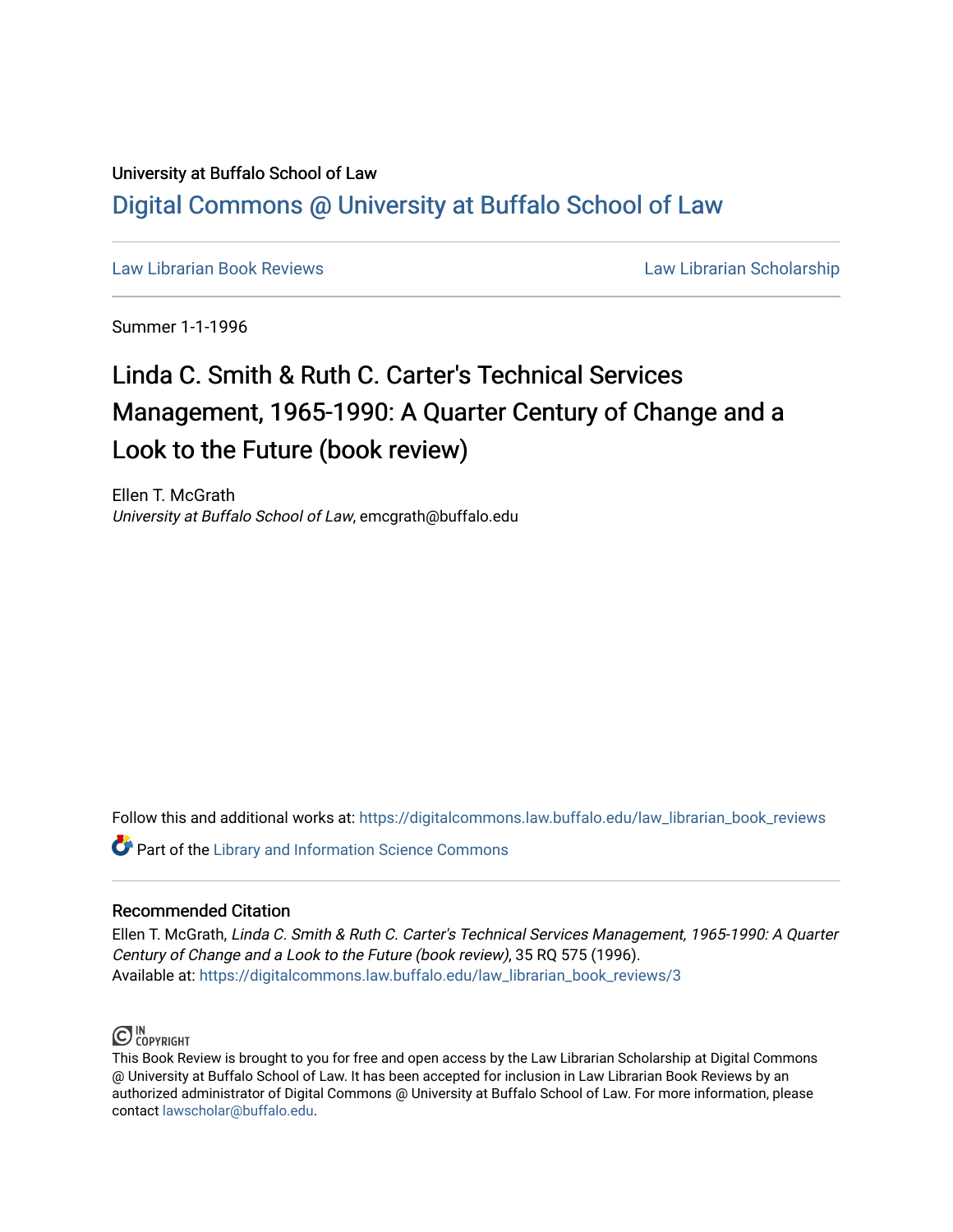University at Buffalo School of Law

# Digital Commons @ University at Buffalo School of Law

Law Librarian Book Reviews

Law Librarian Scholarship

Summer 1-1-1996

# Linda C. Smith & Ruth C. Carter's Technical Services Management, 1965-1990: A Quarter Century of Change and a Look to the Future (book review)

Ellen T. McGrath
*University at Buffalo School of Law*, emcgrath@buffalo.edu

Follow this and additional works at: https://digitalcommons.law.buffalo.edu/law_librarian_book_reviews

Part of the Library and Information Science Commons

## Recommended Citation

Ellen T. McGrath, *Linda C. Smith & Ruth C. Carter's Technical Services Management, 1965-1990: A Quarter Century of Change and a Look to the Future (book review)*, 35 RQ 575 (1996).
Available at: https://digitalcommons.law.buffalo.edu/law_librarian_book_reviews/3

IN COPYRIGHT

This Book Review is brought to you for free and open access by the Law Librarian Scholarship at Digital Commons @ University at Buffalo School of Law. It has been accepted for inclusion in Law Librarian Book Reviews by an authorized administrator of Digital Commons @ University at Buffalo School of Law. For more information, please contact lawscholar@buffalo.edu.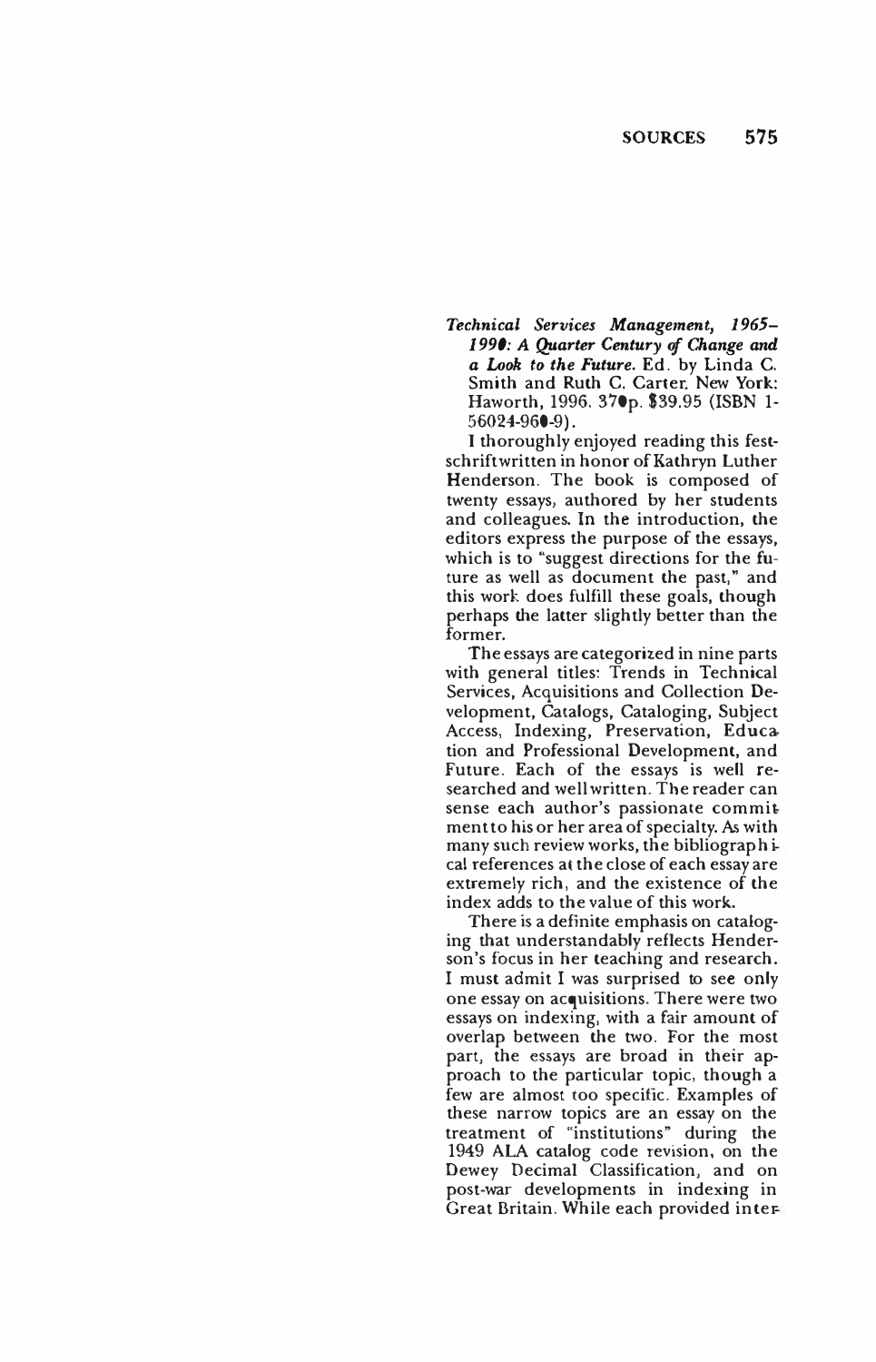***Technical Services Management, 1965–1990: A Quarter Century of Change and a Look to the Future.*** Ed. by Linda C. Smith and Ruth C. Carter. New York: Haworth, 1996. 370p. $39.95 (ISBN 1-56024-960-9).

I thoroughly enjoyed reading this festschrift written in honor of Kathryn Luther Henderson. The book is composed of twenty essays, authored by her students and colleagues. In the introduction, the editors express the purpose of the essays, which is to "suggest directions for the future as well as document the past," and this work does fulfill these goals, though perhaps the latter slightly better than the former.

The essays are categorized in nine parts with general titles: Trends in Technical Services, Acquisitions and Collection Development, Catalogs, Cataloging, Subject Access, Indexing, Preservation, Education and Professional Development, and Future. Each of the essays is well researched and well written. The reader can sense each author's passionate commitment to his or her area of specialty. As with many such review works, the bibliographical references at the close of each essay are extremely rich, and the existence of the index adds to the value of this work.

There is a definite emphasis on cataloging that understandably reflects Henderson's focus in her teaching and research. I must admit I was surprised to see only one essay on acquisitions. There were two essays on indexing, with a fair amount of overlap between the two. For the most part, the essays are broad in their approach to the particular topic, though a few are almost too specific. Examples of these narrow topics are an essay on the treatment of "institutions" during the 1949 ALA catalog code revision, on the Dewey Decimal Classification, and on post-war developments in indexing in Great Britain. While each provided inter-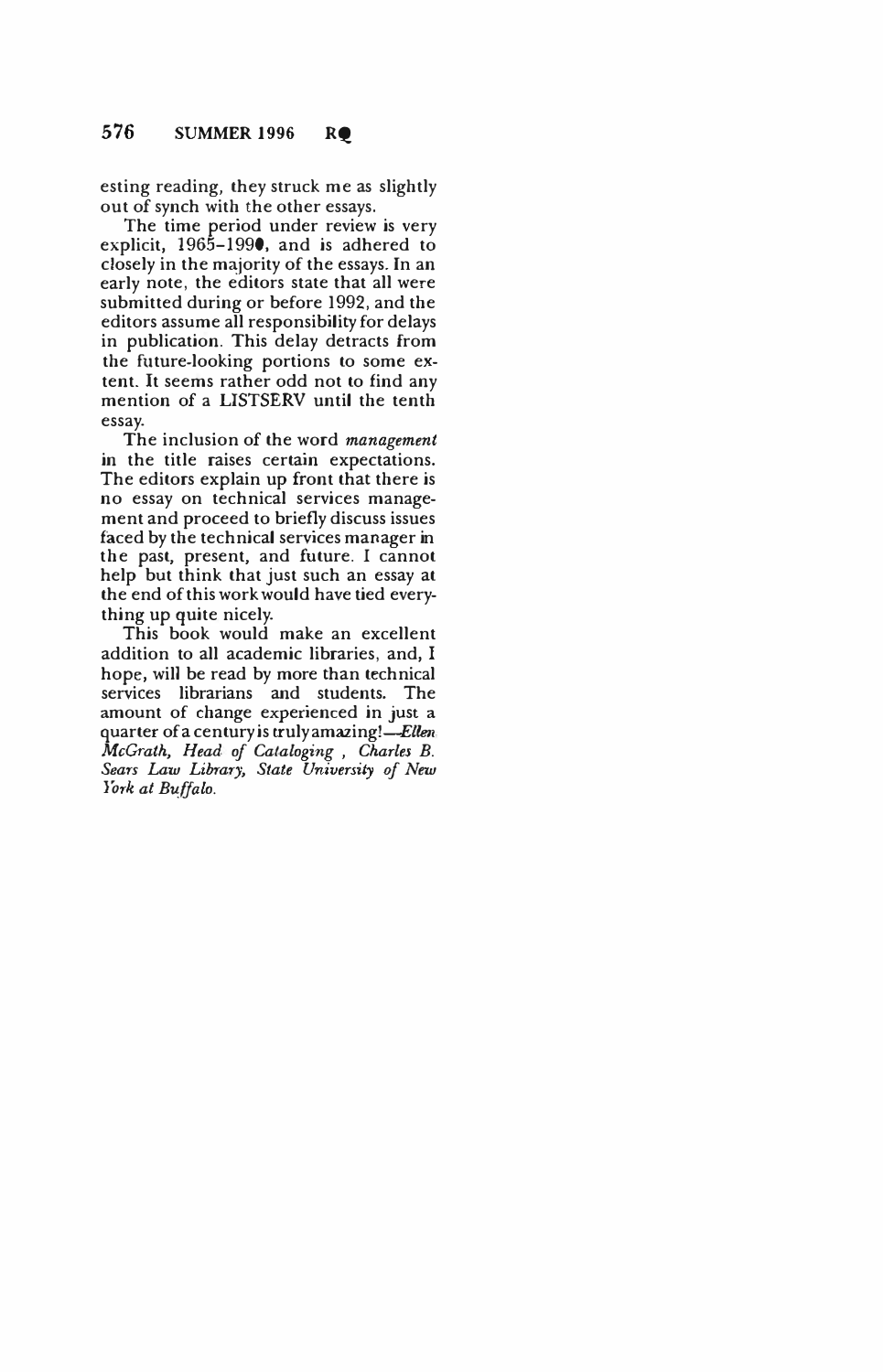esting reading, they struck me as slightly out of synch with the other essays.

The time period under review is very explicit, 1965–1990, and is adhered to closely in the majority of the essays. In an early note, the editors state that all were submitted during or before 1992, and the editors assume all responsibility for delays in publication. This delay detracts from the future-looking portions to some extent. It seems rather odd not to find any mention of a LISTSERV until the tenth essay.

The inclusion of the word *management* in the title raises certain expectations. The editors explain up front that there is no essay on technical services management and proceed to briefly discuss issues faced by the technical services manager in the past, present, and future. I cannot help but think that just such an essay at the end of this work would have tied everything up quite nicely.

This book would make an excellent addition to all academic libraries, and, I hope, will be read by more than technical services librarians and students. The amount of change experienced in just a quarter of a century is truly amazing!—*Ellen McGrath, Head of Cataloging , Charles B. Sears Law Library, State University of New York at Buffalo.*